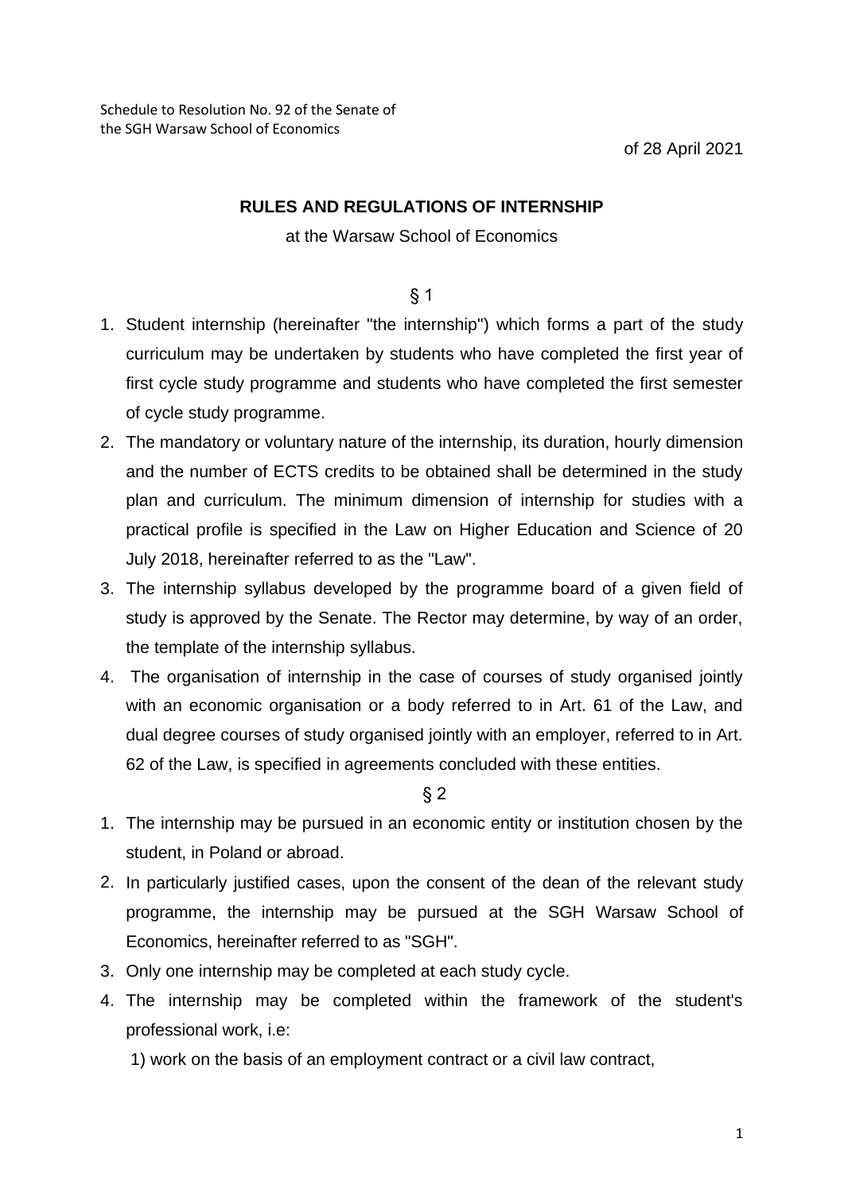Schedule to Resolution No. 92 of the Senate of the SGH Warsaw School of Economics

of 28 April 2021

**RULES AND REGULATIONS OF INTERNSHIP**

at the Warsaw School of Economics

§ 1

1. Student internship (hereinafter "the internship") which forms a part of the study curriculum may be undertaken by students who have completed the first year of first cycle study programme and students who have completed the first semester of cycle study programme.
2. The mandatory or voluntary nature of the internship, its duration, hourly dimension and the number of ECTS credits to be obtained shall be determined in the study plan and curriculum. The minimum dimension of internship for studies with a practical profile is specified in the Law on Higher Education and Science of 20 July 2018, hereinafter referred to as the "Law".
3. The internship syllabus developed by the programme board of a given field of study is approved by the Senate. The Rector may determine, by way of an order, the template of the internship syllabus.
4. The organisation of internship in the case of courses of study organised jointly with an economic organisation or a body referred to in Art. 61 of the Law, and dual degree courses of study organised jointly with an employer, referred to in Art. 62 of the Law, is specified in agreements concluded with these entities.

§ 2

1. The internship may be pursued in an economic entity or institution chosen by the student, in Poland or abroad.
2. In particularly justified cases, upon the consent of the dean of the relevant study programme, the internship may be pursued at the SGH Warsaw School of Economics, hereinafter referred to as "SGH".
3. Only one internship may be completed at each study cycle.
4. The internship may be completed within the framework of the student's professional work, i.e:

   1) work on the basis of an employment contract or a civil law contract,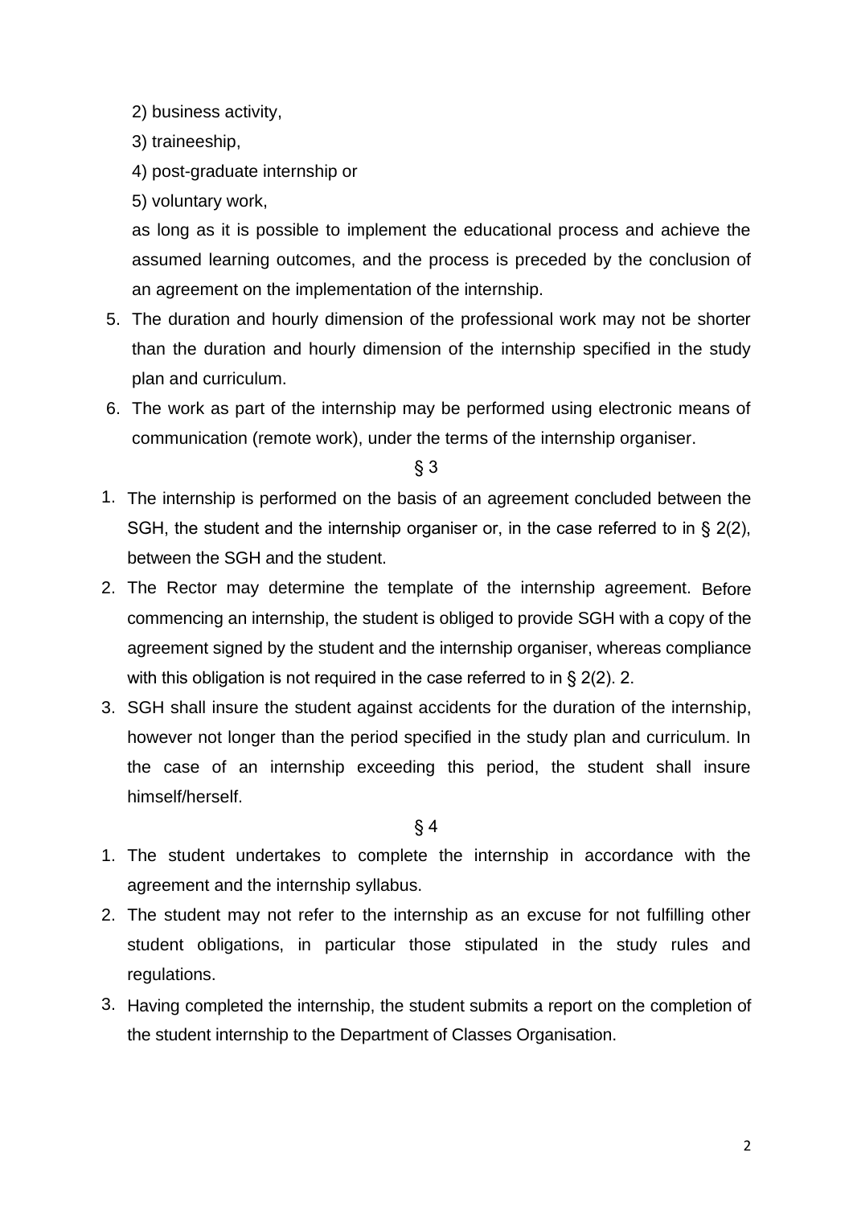2) business activity,

3) traineeship,

4) post-graduate internship or

5) voluntary work,

as long as it is possible to implement the educational process and achieve the assumed learning outcomes, and the process is preceded by the conclusion of an agreement on the implementation of the internship.

5. The duration and hourly dimension of the professional work may not be shorter than the duration and hourly dimension of the internship specified in the study plan and curriculum.
6. The work as part of the internship may be performed using electronic means of communication (remote work), under the terms of the internship organiser.

§ 3

1. The internship is performed on the basis of an agreement concluded between the SGH, the student and the internship organiser or, in the case referred to in § 2(2), between the SGH and the student.
2. The Rector may determine the template of the internship agreement. Before commencing an internship, the student is obliged to provide SGH with a copy of the agreement signed by the student and the internship organiser, whereas compliance with this obligation is not required in the case referred to in § 2(2). 2.
3. SGH shall insure the student against accidents for the duration of the internship, however not longer than the period specified in the study plan and curriculum. In the case of an internship exceeding this period, the student shall insure himself/herself.

§ 4

1. The student undertakes to complete the internship in accordance with the agreement and the internship syllabus.
2. The student may not refer to the internship as an excuse for not fulfilling other student obligations, in particular those stipulated in the study rules and regulations.
3. Having completed the internship, the student submits a report on the completion of the student internship to the Department of Classes Organisation.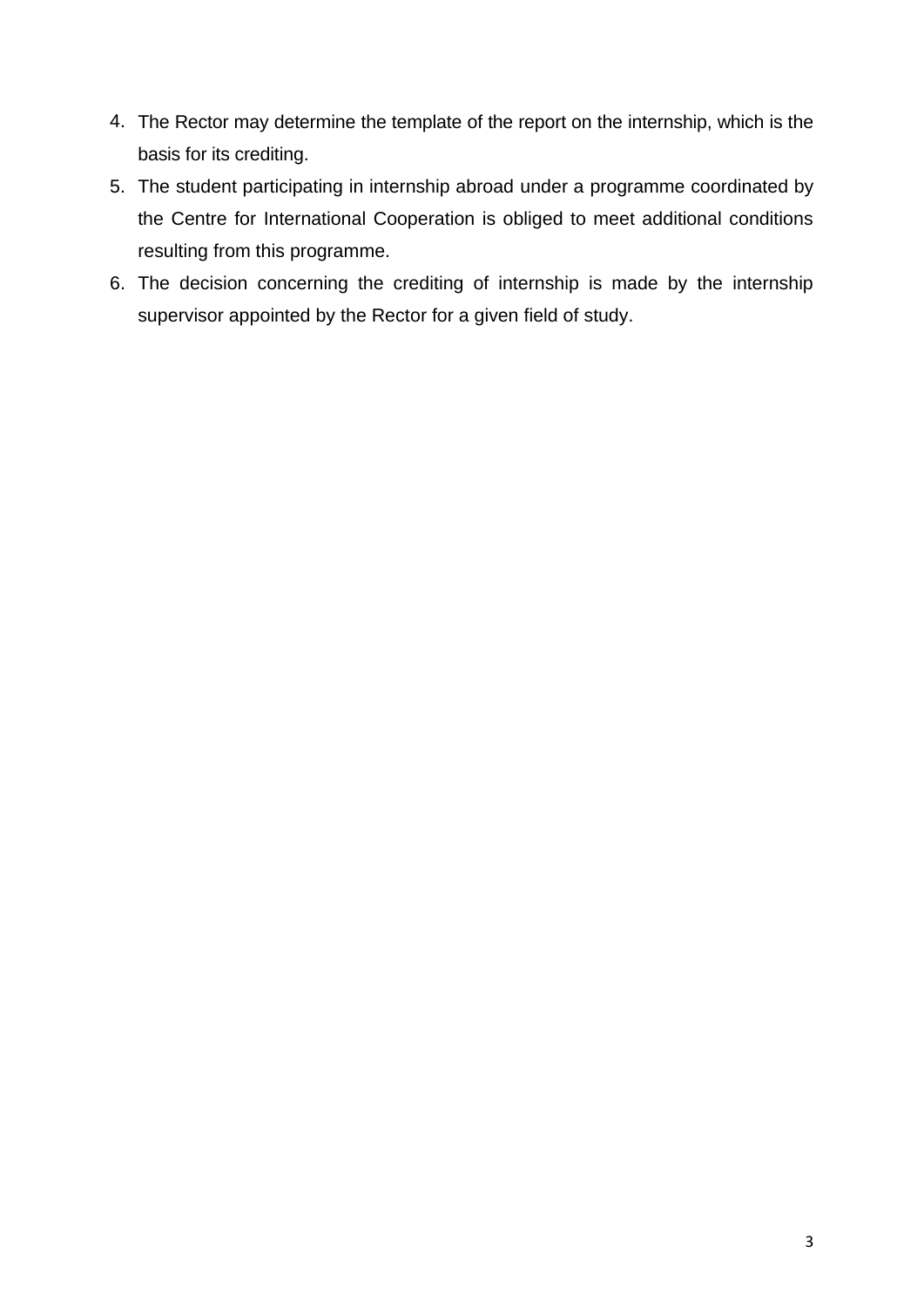4. The Rector may determine the template of the report on the internship, which is the basis for its crediting.
5. The student participating in internship abroad under a programme coordinated by the Centre for International Cooperation is obliged to meet additional conditions resulting from this programme.
6. The decision concerning the crediting of internship is made by the internship supervisor appointed by the Rector for a given field of study.